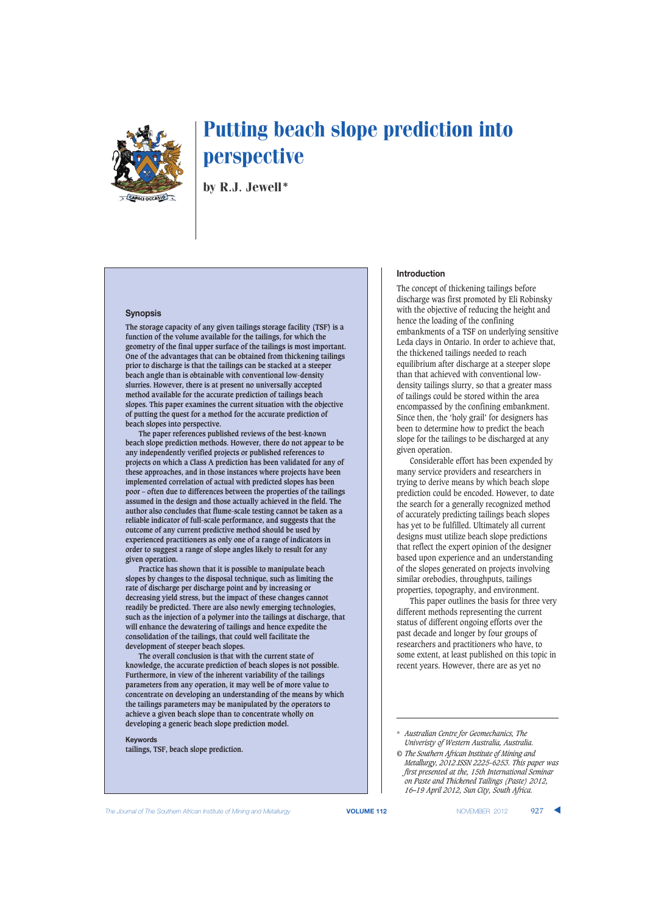# Putting beach slope prediction into perspective

**by R.J. Jewell***

## Synopsis

The storage capacity of any given tailings storage facility (TSF) is a function of the volume available for the tailings, for which the geometry of the final upper surface of the tailings is most important. One of the advantages that can be obtained from thickening tailings prior to discharge is that the tailings can be stacked at a steeper beach angle than is obtainable with conventional low-density slurries. However, there is at present no universally accepted method available for the accurate prediction of tailings beach slopes. This paper examines the current situation with the objective of putting the quest for a method for the accurate prediction of beach slopes into perspective.

The paper references published reviews of the best-known beach slope prediction methods. However, there do not appear to be any independently verified projects or published references to projects on which a Class A prediction has been validated for any of these approaches, and in those instances where projects have been implemented correlation of actual with predicted slopes has been poor – often due to differences between the properties of the tailings assumed in the design and those actually achieved in the field. The author also concludes that flume-scale testing cannot be taken as a reliable indicator of full-scale performance, and suggests that the outcome of any current predictive method should be used by experienced practitioners as only one of a range of indicators in order to suggest a range of slope angles likely to result for any given operation.

Practice has shown that it is possible to manipulate beach slopes by changes to the disposal technique, such as limiting the rate of discharge per discharge point and by increasing or decreasing yield stress, but the impact of these changes cannot readily be predicted. There are also newly emerging technologies, such as the injection of a polymer into the tailings at discharge, that will enhance the dewatering of tailings and hence expedite the consolidation of the tailings, that could well facilitate the development of steeper beach slopes.

The overall conclusion is that with the current state of knowledge, the accurate prediction of beach slopes is not possible. Furthermore, in view of the inherent variability of the tailings parameters from any operation, it may well be of more value to concentrate on developing an understanding of the means by which the tailings parameters may be manipulated by the operators to achieve a given beach slope than to concentrate wholly on developing a generic beach slope prediction model.

**Keywords**

tailings, TSF, beach slope prediction.

## Introduction

The concept of thickening tailings before discharge was first promoted by Eli Robinsky with the objective of reducing the height and hence the loading of the confining embankments of a TSF on underlying sensitive Leda clays in Ontario. In order to achieve that, the thickened tailings needed to reach equilibrium after discharge at a steeper slope than that achieved with conventional low-density tailings slurry, so that a greater mass of tailings could be stored within the area encompassed by the confining embankment. Since then, the 'holy grail' for designers has been to determine how to predict the beach slope for the tailings to be discharged at any given operation.

Considerable effort has been expended by many service providers and researchers in trying to derive means by which beach slope prediction could be encoded. However, to date the search for a generally recognized method of accurately predicting tailings beach slopes has yet to be fulfilled. Ultimately all current designs must utilize beach slope predictions that reflect the expert opinion of the designer based upon experience and an understanding of the slopes generated on projects involving similar orebodies, throughputs, tailings properties, topography, and environment.

This paper outlines the basis for three very different methods representing the current status of different ongoing efforts over the past decade and longer by four groups of researchers and practitioners who have, to some extent, at least published on this topic in recent years. However, there are as yet no

---

\* *Australian Centre for Geomechanics, The Univeristy of Western Australia, Australia.*

© *The Southern African Institute of Mining and Metallurgy, 2012.ISSN 2225-6253. This paper was first presented at the, 15th International Seminar on Paste and Thickened Tailings (Paste) 2012, 16–19 April 2012, Sun City, South Africa.*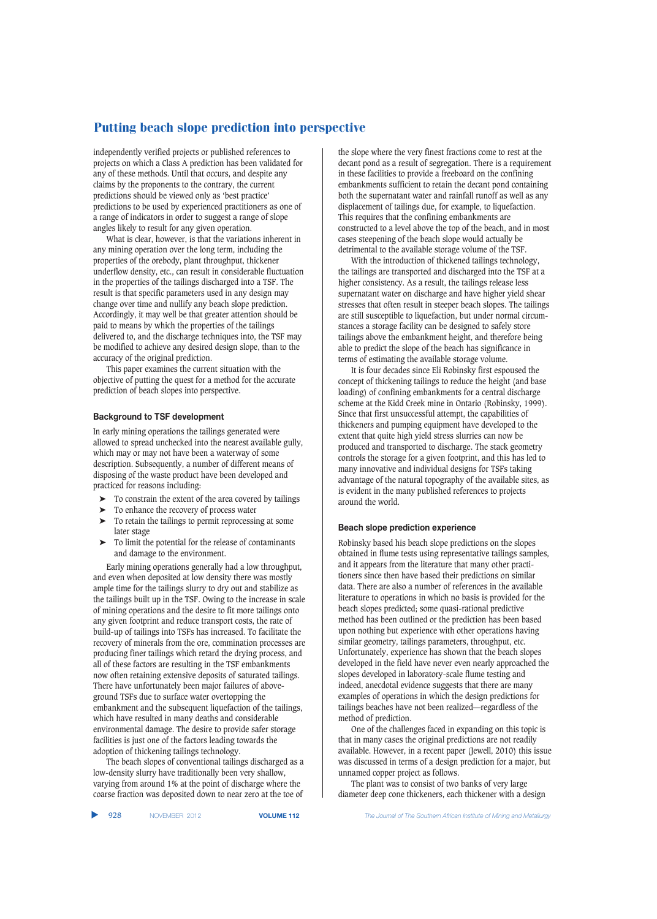independently verified projects or published references to projects on which a Class A prediction has been validated for any of these methods. Until that occurs, and despite any claims by the proponents to the contrary, the current predictions should be viewed only as 'best practice' predictions to be used by experienced practitioners as one of a range of indicators in order to suggest a range of slope angles likely to result for any given operation.

What is clear, however, is that the variations inherent in any mining operation over the long term, including the properties of the orebody, plant throughput, thickener underflow density, etc., can result in considerable fluctuation in the properties of the tailings discharged into a TSF. The result is that specific parameters used in any design may change over time and nullify any beach slope prediction. Accordingly, it may well be that greater attention should be paid to means by which the properties of the tailings delivered to, and the discharge techniques into, the TSF may be modified to achieve any desired design slope, than to the accuracy of the original prediction.

This paper examines the current situation with the objective of putting the quest for a method for the accurate prediction of beach slopes into perspective.

## Background to TSF development

In early mining operations the tailings generated were allowed to spread unchecked into the nearest available gully, which may or may not have been a waterway of some description. Subsequently, a number of different means of disposing of the waste product have been developed and practiced for reasons including:

- To constrain the extent of the area covered by tailings
- To enhance the recovery of process water
- To retain the tailings to permit reprocessing at some later stage
- To limit the potential for the release of contaminants and damage to the environment.

Early mining operations generally had a low throughput, and even when deposited at low density there was mostly ample time for the tailings slurry to dry out and stabilize as the tailings built up in the TSF. Owing to the increase in scale of mining operations and the desire to fit more tailings onto any given footprint and reduce transport costs, the rate of build-up of tailings into TSFs has increased. To facilitate the recovery of minerals from the ore, commination processes are producing finer tailings which retard the drying process, and all of these factors are resulting in the TSF embankments now often retaining extensive deposits of saturated tailings. There have unfortunately been major failures of above-ground TSFs due to surface water overtopping the embankment and the subsequent liquefaction of the tailings, which have resulted in many deaths and considerable environmental damage. The desire to provide safer storage facilities is just one of the factors leading towards the adoption of thickening tailings technology.

The beach slopes of conventional tailings discharged as a low-density slurry have traditionally been very shallow, varying from around 1% at the point of discharge where the coarse fraction was deposited down to near zero at the toe of the slope where the very finest fractions come to rest at the decant pond as a result of segregation. There is a requirement in these facilities to provide a freeboard on the confining embankments sufficient to retain the decant pond containing both the supernatant water and rainfall runoff as well as any displacement of tailings due, for example, to liquefaction. This requires that the confining embankments are constructed to a level above the top of the beach, and in most cases steepening of the beach slope would actually be detrimental to the available storage volume of the TSF.

With the introduction of thickened tailings technology, the tailings are transported and discharged into the TSF at a higher consistency. As a result, the tailings release less supernatant water on discharge and have higher yield shear stresses that often result in steeper beach slopes. The tailings are still susceptible to liquefaction, but under normal circumstances a storage facility can be designed to safely store tailings above the embankment height, and therefore being able to predict the slope of the beach has significance in terms of estimating the available storage volume.

It is four decades since Eli Robinsky first espoused the concept of thickening tailings to reduce the height (and base loading) of confining embankments for a central discharge scheme at the Kidd Creek mine in Ontario (Robinsky, 1999). Since that first unsuccessful attempt, the capabilities of thickeners and pumping equipment have developed to the extent that quite high yield stress slurries can now be produced and transported to discharge. The stack geometry controls the storage for a given footprint, and this has led to many innovative and individual designs for TSFs taking advantage of the natural topography of the available sites, as is evident in the many published references to projects around the world.

## Beach slope prediction experience

Robinsky based his beach slope predictions on the slopes obtained in flume tests using representative tailings samples, and it appears from the literature that many other practitioners since then have based their predictions on similar data. There are also a number of references in the available literature to operations in which no basis is provided for the beach slopes predicted; some quasi-rational predictive method has been outlined or the prediction has been based upon nothing but experience with other operations having similar geometry, tailings parameters, throughput, etc. Unfortunately, experience has shown that the beach slopes developed in the field have never even nearly approached the slopes developed in laboratory-scale flume testing and indeed, anecdotal evidence suggests that there are many examples of operations in which the design predictions for tailings beaches have not been realized—regardless of the method of prediction.

One of the challenges faced in expanding on this topic is that in many cases the original predictions are not readily available. However, in a recent paper (Jewell, 2010) this issue was discussed in terms of a design prediction for a major, but unnamed copper project as follows.

The plant was to consist of two banks of very large diameter deep cone thickeners, each thickener with a design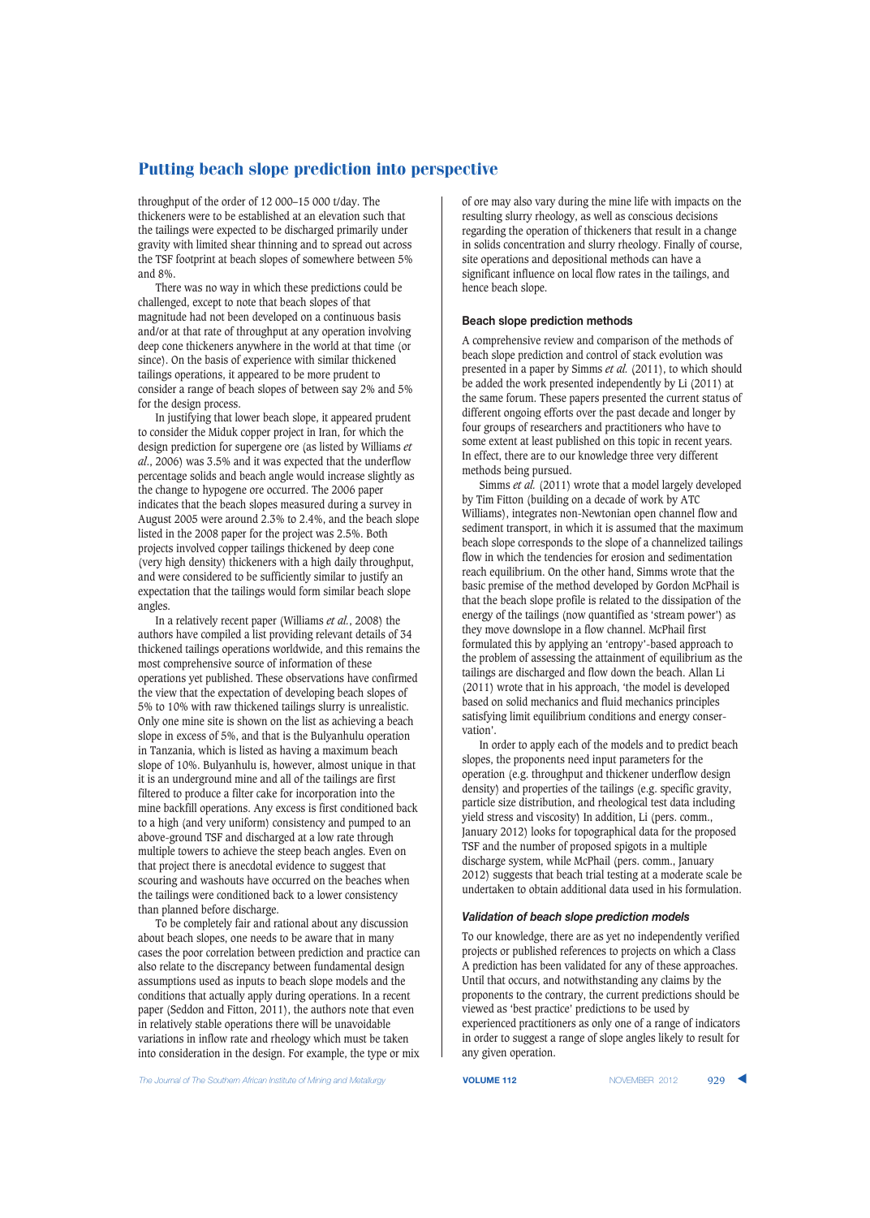throughput of the order of 12 000–15 000 t/day. The thickeners were to be established at an elevation such that the tailings were expected to be discharged primarily under gravity with limited shear thinning and to spread out across the TSF footprint at beach slopes of somewhere between 5% and 8%.

There was no way in which these predictions could be challenged, except to note that beach slopes of that magnitude had not been developed on a continuous basis and/or at that rate of throughput at any operation involving deep cone thickeners anywhere in the world at that time (or since). On the basis of experience with similar thickened tailings operations, it appeared to be more prudent to consider a range of beach slopes of between say 2% and 5% for the design process.

In justifying that lower beach slope, it appeared prudent to consider the Miduk copper project in Iran, for which the design prediction for supergene ore (as listed by Williams *et al.*, 2006) was 3.5% and it was expected that the underflow percentage solids and beach angle would increase slightly as the change to hypogene ore occurred. The 2006 paper indicates that the beach slopes measured during a survey in August 2005 were around 2.3% to 2.4%, and the beach slope listed in the 2008 paper for the project was 2.5%. Both projects involved copper tailings thickened by deep cone (very high density) thickeners with a high daily throughput, and were considered to be sufficiently similar to justify an expectation that the tailings would form similar beach slope angles.

In a relatively recent paper (Williams *et al.*, 2008) the authors have compiled a list providing relevant details of 34 thickened tailings operations worldwide, and this remains the most comprehensive source of information of these operations yet published. These observations have confirmed the view that the expectation of developing beach slopes of 5% to 10% with raw thickened tailings slurry is unrealistic. Only one mine site is shown on the list as achieving a beach slope in excess of 5%, and that is the Bulyanhulu operation in Tanzania, which is listed as having a maximum beach slope of 10%. Bulyanhulu is, however, almost unique in that it is an underground mine and all of the tailings are first filtered to produce a filter cake for incorporation into the mine backfill operations. Any excess is first conditioned back to a high (and very uniform) consistency and pumped to an above-ground TSF and discharged at a low rate through multiple towers to achieve the steep beach angles. Even on that project there is anecdotal evidence to suggest that scouring and washouts have occurred on the beaches when the tailings were conditioned back to a lower consistency than planned before discharge.

To be completely fair and rational about any discussion about beach slopes, one needs to be aware that in many cases the poor correlation between prediction and practice can also relate to the discrepancy between fundamental design assumptions used as inputs to beach slope models and the conditions that actually apply during operations. In a recent paper (Seddon and Fitton, 2011), the authors note that even in relatively stable operations there will be unavoidable variations in inflow rate and rheology which must be taken into consideration in the design. For example, the type or mix of ore may also vary during the mine life with impacts on the resulting slurry rheology, as well as conscious decisions regarding the operation of thickeners that result in a change in solids concentration and slurry rheology. Finally of course, site operations and depositional methods can have a significant influence on local flow rates in the tailings, and hence beach slope.

## Beach slope prediction methods

A comprehensive review and comparison of the methods of beach slope prediction and control of stack evolution was presented in a paper by Simms *et al.* (2011), to which should be added the work presented independently by Li (2011) at the same forum. These papers presented the current status of different ongoing efforts over the past decade and longer by four groups of researchers and practitioners who have to some extent at least published on this topic in recent years. In effect, there are to our knowledge three very different methods being pursued.

Simms *et al.* (2011) wrote that a model largely developed by Tim Fitton (building on a decade of work by ATC Williams), integrates non-Newtonian open channel flow and sediment transport, in which it is assumed that the maximum beach slope corresponds to the slope of a channelized tailings flow in which the tendencies for erosion and sedimentation reach equilibrium. On the other hand, Simms wrote that the basic premise of the method developed by Gordon McPhail is that the beach slope profile is related to the dissipation of the energy of the tailings (now quantified as 'stream power') as they move downslope in a flow channel. McPhail first formulated this by applying an 'entropy'-based approach to the problem of assessing the attainment of equilibrium as the tailings are discharged and flow down the beach. Allan Li (2011) wrote that in his approach, 'the model is developed based on solid mechanics and fluid mechanics principles satisfying limit equilibrium conditions and energy conservation'.

In order to apply each of the models and to predict beach slopes, the proponents need input parameters for the operation (e.g. throughput and thickener underflow design density) and properties of the tailings (e.g. specific gravity, particle size distribution, and rheological test data including yield stress and viscosity) In addition, Li (pers. comm., January 2012) looks for topographical data for the proposed TSF and the number of proposed spigots in a multiple discharge system, while McPhail (pers. comm., January 2012) suggests that beach trial testing at a moderate scale be undertaken to obtain additional data used in his formulation.

### *Validation of beach slope prediction models*

To our knowledge, there are as yet no independently verified projects or published references to projects on which a Class A prediction has been validated for any of these approaches. Until that occurs, and notwithstanding any claims by the proponents to the contrary, the current predictions should be viewed as 'best practice' predictions to be used by experienced practitioners as only one of a range of indicators in order to suggest a range of slope angles likely to result for any given operation.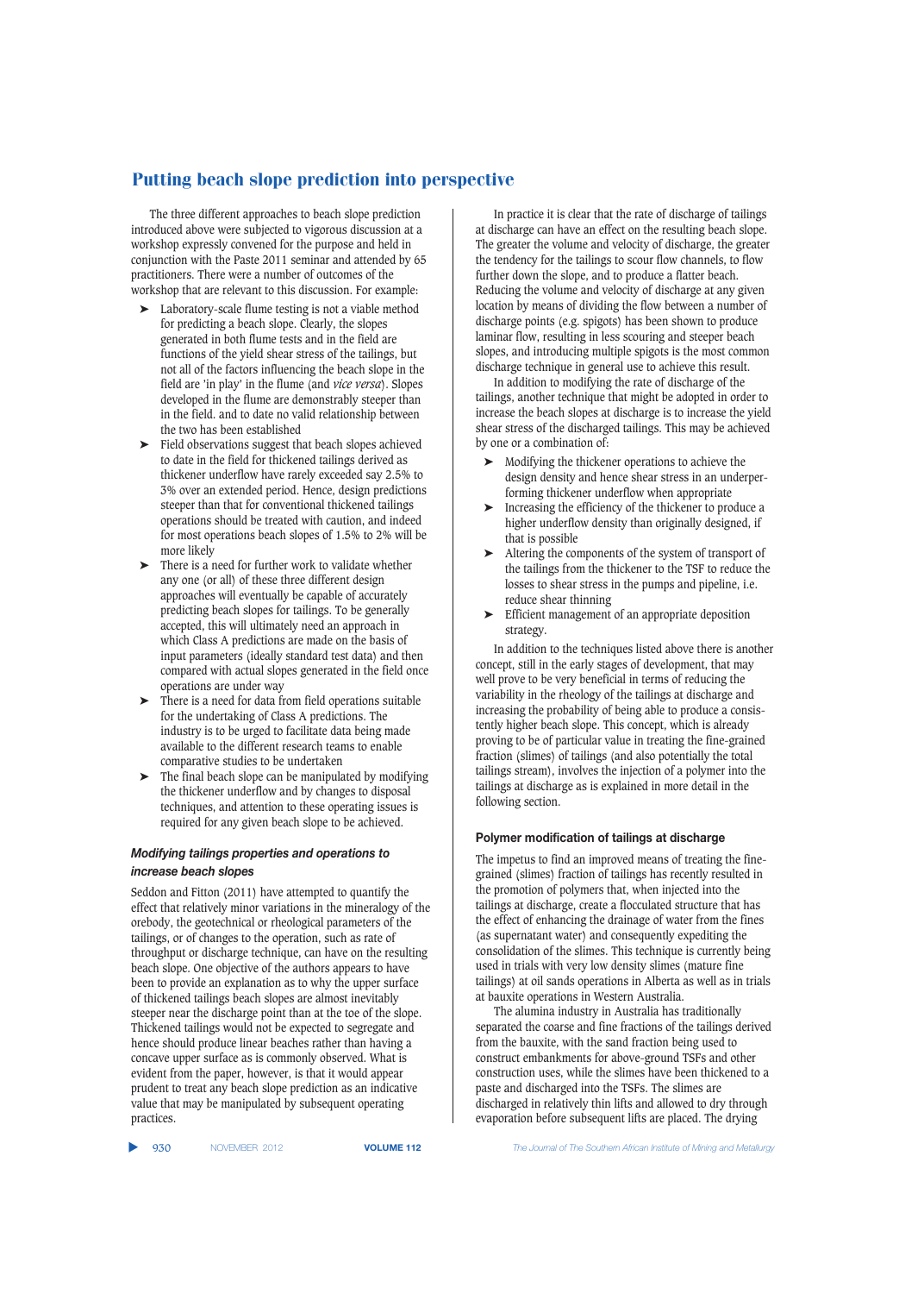## Putting beach slope prediction into perspective

The three different approaches to beach slope prediction introduced above were subjected to vigorous discussion at a workshop expressly convened for the purpose and held in conjunction with the Paste 2011 seminar and attended by 65 practitioners. There were a number of outcomes of the workshop that are relevant to this discussion. For example:

- Laboratory-scale flume testing is not a viable method for predicting a beach slope. Clearly, the slopes generated in both flume tests and in the field are functions of the yield shear stress of the tailings, but not all of the factors influencing the beach slope in the field are 'in play' in the flume (and *vice versa*). Slopes developed in the flume are demonstrably steeper than in the field. and to date no valid relationship between the two has been established
- Field observations suggest that beach slopes achieved to date in the field for thickened tailings derived as thickener underflow have rarely exceeded say 2.5% to 3% over an extended period. Hence, design predictions steeper than that for conventional thickened tailings operations should be treated with caution, and indeed for most operations beach slopes of 1.5% to 2% will be more likely
- There is a need for further work to validate whether any one (or all) of these three different design approaches will eventually be capable of accurately predicting beach slopes for tailings. To be generally accepted, this will ultimately need an approach in which Class A predictions are made on the basis of input parameters (ideally standard test data) and then compared with actual slopes generated in the field once operations are under way
- There is a need for data from field operations suitable for the undertaking of Class A predictions. The industry is to be urged to facilitate data being made available to the different research teams to enable comparative studies to be undertaken
- The final beach slope can be manipulated by modifying the thickener underflow and by changes to disposal techniques, and attention to these operating issues is required for any given beach slope to be achieved.

### *Modifying tailings properties and operations to increase beach slopes*

Seddon and Fitton (2011) have attempted to quantify the effect that relatively minor variations in the mineralogy of the orebody, the geotechnical or rheological parameters of the tailings, or of changes to the operation, such as rate of throughput or discharge technique, can have on the resulting beach slope. One objective of the authors appears to have been to provide an explanation as to why the upper surface of thickened tailings beach slopes are almost inevitably steeper near the discharge point than at the toe of the slope. Thickened tailings would not be expected to segregate and hence should produce linear beaches rather than having a concave upper surface as is commonly observed. What is evident from the paper, however, is that it would appear prudent to treat any beach slope prediction as an indicative value that may be manipulated by subsequent operating practices.

In practice it is clear that the rate of discharge of tailings at discharge can have an effect on the resulting beach slope. The greater the volume and velocity of discharge, the greater the tendency for the tailings to scour flow channels, to flow further down the slope, and to produce a flatter beach. Reducing the volume and velocity of discharge at any given location by means of dividing the flow between a number of discharge points (e.g. spigots) has been shown to produce laminar flow, resulting in less scouring and steeper beach slopes, and introducing multiple spigots is the most common discharge technique in general use to achieve this result.

In addition to modifying the rate of discharge of the tailings, another technique that might be adopted in order to increase the beach slopes at discharge is to increase the yield shear stress of the discharged tailings. This may be achieved by one or a combination of:

- Modifying the thickener operations to achieve the design density and hence shear stress in an underperforming thickener underflow when appropriate
- Increasing the efficiency of the thickener to produce a higher underflow density than originally designed, if that is possible
- Altering the components of the system of transport of the tailings from the thickener to the TSF to reduce the losses to shear stress in the pumps and pipeline, i.e. reduce shear thinning
- Efficient management of an appropriate deposition strategy.

In addition to the techniques listed above there is another concept, still in the early stages of development, that may well prove to be very beneficial in terms of reducing the variability in the rheology of the tailings at discharge and increasing the probability of being able to produce a consistently higher beach slope. This concept, which is already proving to be of particular value in treating the fine-grained fraction (slimes) of tailings (and also potentially the total tailings stream), involves the injection of a polymer into the tailings at discharge as is explained in more detail in the following section.

### Polymer modification of tailings at discharge

The impetus to find an improved means of treating the fine-grained (slimes) fraction of tailings has recently resulted in the promotion of polymers that, when injected into the tailings at discharge, create a flocculated structure that has the effect of enhancing the drainage of water from the fines (as supernatant water) and consequently expediting the consolidation of the slimes. This technique is currently being used in trials with very low density slimes (mature fine tailings) at oil sands operations in Alberta as well as in trials at bauxite operations in Western Australia.

The alumina industry in Australia has traditionally separated the coarse and fine fractions of the tailings derived from the bauxite, with the sand fraction being used to construct embankments for above-ground TSFs and other construction uses, while the slimes have been thickened to a paste and discharged into the TSFs. The slimes are discharged in relatively thin lifts and allowed to dry through evaporation before subsequent lifts are placed. The drying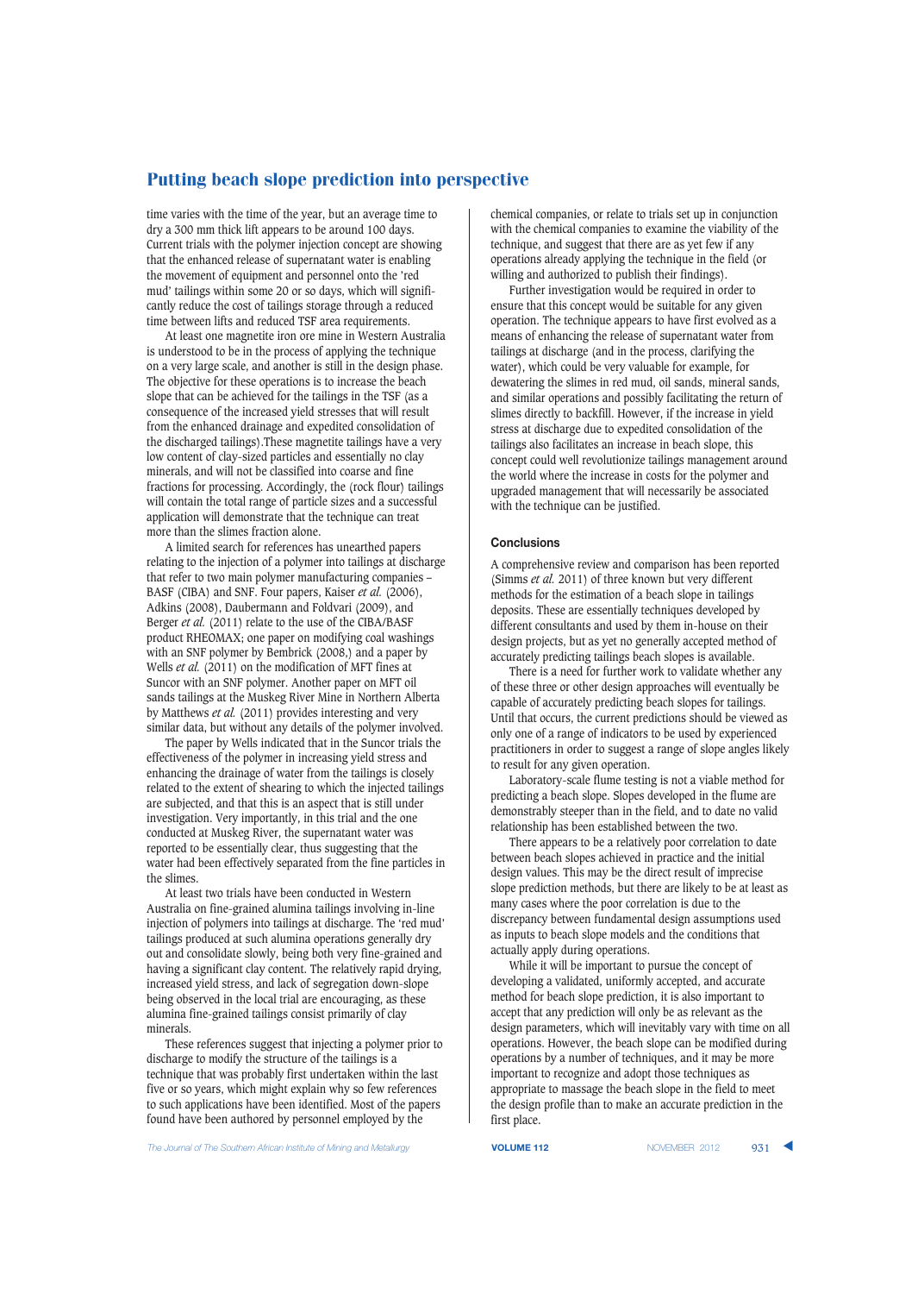time varies with the time of the year, but an average time to dry a 300 mm thick lift appears to be around 100 days. Current trials with the polymer injection concept are showing that the enhanced release of supernatant water is enabling the movement of equipment and personnel onto the 'red mud' tailings within some 20 or so days, which will significantly reduce the cost of tailings storage through a reduced time between lifts and reduced TSF area requirements.

At least one magnetite iron ore mine in Western Australia is understood to be in the process of applying the technique on a very large scale, and another is still in the design phase. The objective for these operations is to increase the beach slope that can be achieved for the tailings in the TSF (as a consequence of the increased yield stresses that will result from the enhanced drainage and expedited consolidation of the discharged tailings).These magnetite tailings have a very low content of clay-sized particles and essentially no clay minerals, and will not be classified into coarse and fine fractions for processing. Accordingly, the (rock flour) tailings will contain the total range of particle sizes and a successful application will demonstrate that the technique can treat more than the slimes fraction alone.

A limited search for references has unearthed papers relating to the injection of a polymer into tailings at discharge that refer to two main polymer manufacturing companies – BASF (CIBA) and SNF. Four papers, Kaiser *et al.* (2006), Adkins (2008), Daubermann and Foldvari (2009), and Berger *et al.* (2011) relate to the use of the CIBA/BASF product RHEOMAX; one paper on modifying coal washings with an SNF polymer by Bembrick (2008,) and a paper by Wells *et al.* (2011) on the modification of MFT fines at Suncor with an SNF polymer. Another paper on MFT oil sands tailings at the Muskeg River Mine in Northern Alberta by Matthews *et al.* (2011) provides interesting and very similar data, but without any details of the polymer involved.

The paper by Wells indicated that in the Suncor trials the effectiveness of the polymer in increasing yield stress and enhancing the drainage of water from the tailings is closely related to the extent of shearing to which the injected tailings are subjected, and that this is an aspect that is still under investigation. Very importantly, in this trial and the one conducted at Muskeg River, the supernatant water was reported to be essentially clear, thus suggesting that the water had been effectively separated from the fine particles in the slimes.

At least two trials have been conducted in Western Australia on fine-grained alumina tailings involving in-line injection of polymers into tailings at discharge. The 'red mud' tailings produced at such alumina operations generally dry out and consolidate slowly, being both very fine-grained and having a significant clay content. The relatively rapid drying, increased yield stress, and lack of segregation down-slope being observed in the local trial are encouraging, as these alumina fine-grained tailings consist primarily of clay minerals.

These references suggest that injecting a polymer prior to discharge to modify the structure of the tailings is a technique that was probably first undertaken within the last five or so years, which might explain why so few references to such applications have been identified. Most of the papers found have been authored by personnel employed by the chemical companies, or relate to trials set up in conjunction with the chemical companies to examine the viability of the technique, and suggest that there are as yet few if any operations already applying the technique in the field (or willing and authorized to publish their findings).

Further investigation would be required in order to ensure that this concept would be suitable for any given operation. The technique appears to have first evolved as a means of enhancing the release of supernatant water from tailings at discharge (and in the process, clarifying the water), which could be very valuable for example, for dewatering the slimes in red mud, oil sands, mineral sands, and similar operations and possibly facilitating the return of slimes directly to backfill. However, if the increase in yield stress at discharge due to expedited consolidation of the tailings also facilitates an increase in beach slope, this concept could well revolutionize tailings management around the world where the increase in costs for the polymer and upgraded management that will necessarily be associated with the technique can be justified.

## Conclusions

A comprehensive review and comparison has been reported (Simms *et al.* 2011) of three known but very different methods for the estimation of a beach slope in tailings deposits. These are essentially techniques developed by different consultants and used by them in-house on their design projects, but as yet no generally accepted method of accurately predicting tailings beach slopes is available.

There is a need for further work to validate whether any of these three or other design approaches will eventually be capable of accurately predicting beach slopes for tailings. Until that occurs, the current predictions should be viewed as only one of a range of indicators to be used by experienced practitioners in order to suggest a range of slope angles likely to result for any given operation.

Laboratory-scale flume testing is not a viable method for predicting a beach slope. Slopes developed in the flume are demonstrably steeper than in the field, and to date no valid relationship has been established between the two.

There appears to be a relatively poor correlation to date between beach slopes achieved in practice and the initial design values. This may be the direct result of imprecise slope prediction methods, but there are likely to be at least as many cases where the poor correlation is due to the discrepancy between fundamental design assumptions used as inputs to beach slope models and the conditions that actually apply during operations.

While it will be important to pursue the concept of developing a validated, uniformly accepted, and accurate method for beach slope prediction, it is also important to accept that any prediction will only be as relevant as the design parameters, which will inevitably vary with time on all operations. However, the beach slope can be modified during operations by a number of techniques, and it may be more important to recognize and adopt those techniques as appropriate to massage the beach slope in the field to meet the design profile than to make an accurate prediction in the first place.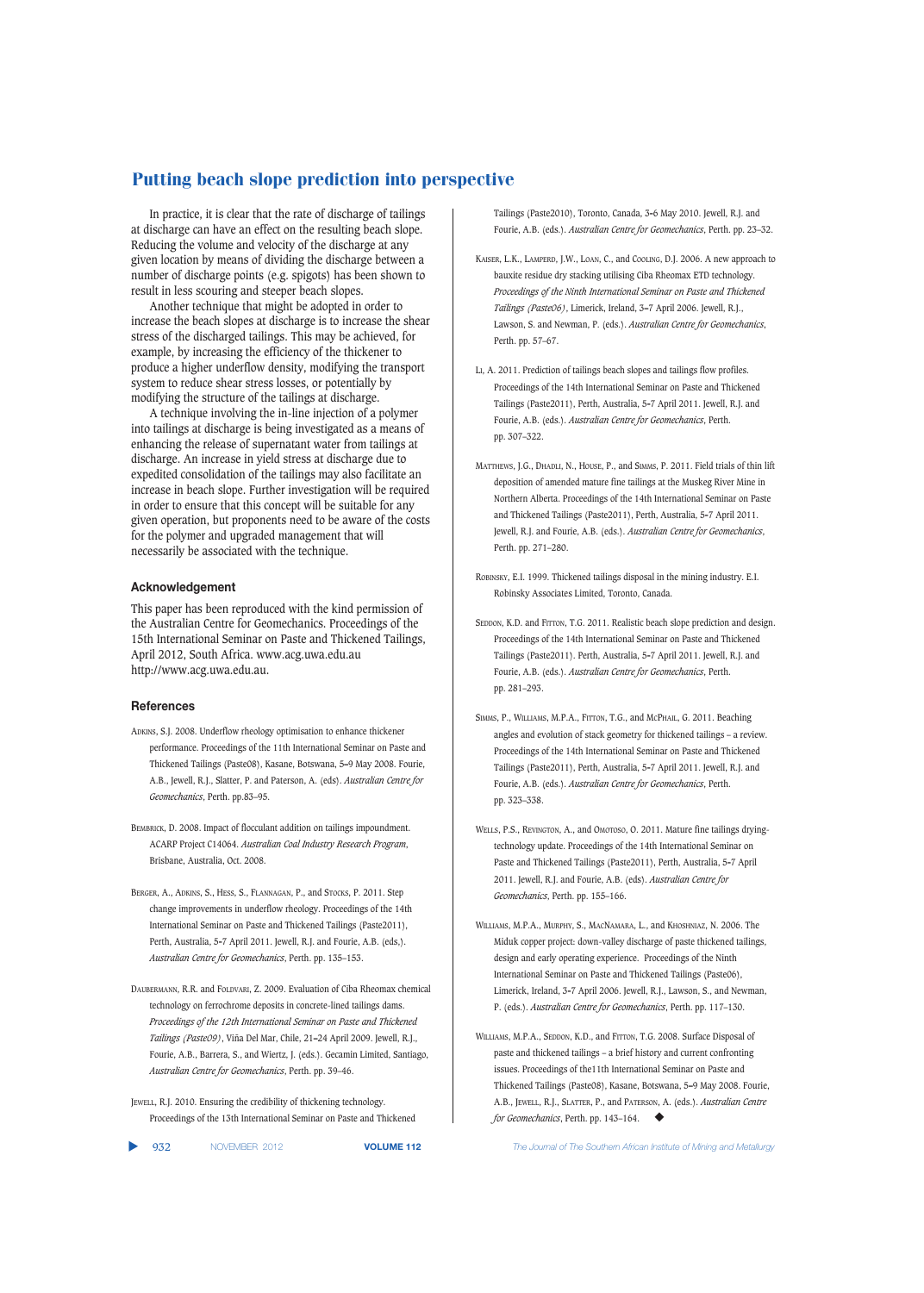# Putting beach slope prediction into perspective

In practice, it is clear that the rate of discharge of tailings at discharge can have an effect on the resulting beach slope. Reducing the volume and velocity of the discharge at any given location by means of dividing the discharge between a number of discharge points (e.g. spigots) has been shown to result in less scouring and steeper beach slopes.

Another technique that might be adopted in order to increase the beach slopes at discharge is to increase the shear stress of the discharged tailings. This may be achieved, for example, by increasing the efficiency of the thickener to produce a higher underflow density, modifying the transport system to reduce shear stress losses, or potentially by modifying the structure of the tailings at discharge.

A technique involving the in-line injection of a polymer into tailings at discharge is being investigated as a means of enhancing the release of supernatant water from tailings at discharge. An increase in yield stress at discharge due to expedited consolidation of the tailings may also facilitate an increase in beach slope. Further investigation will be required in order to ensure that this concept will be suitable for any given operation, but proponents need to be aware of the costs for the polymer and upgraded management that will necessarily be associated with the technique.

## Acknowledgement

This paper has been reproduced with the kind permission of the Australian Centre for Geomechanics. Proceedings of the 15th International Seminar on Paste and Thickened Tailings, April 2012, South Africa. www.acg.uwa.edu.au http://www.acg.uwa.edu.au.

## References

Adkins, S.J. 2008. Underflow rheology optimisation to enhance thickener performance. Proceedings of the 11th International Seminar on Paste and Thickened Tailings (Paste08), Kasane, Botswana, 5–9 May 2008. Fourie, A.B., Jewell, R.J., Slatter, P. and Paterson, A. (eds). *Australian Centre for Geomechanics*, Perth. pp.83–95.

Bembrick, D. 2008. Impact of flocculant addition on tailings impoundment. ACARP Project C14064. *Australian Coal Industry Research Program*, Brisbane, Australia, Oct. 2008.

Berger, A., Adkins, S., Hess, S., Flannagan, P., and Stocks, P. 2011. Step change improvements in underflow rheology. Proceedings of the 14th International Seminar on Paste and Thickened Tailings (Paste2011), Perth, Australia, 5-7 April 2011. Jewell, R.J. and Fourie, A.B. (eds,). *Australian Centre for Geomechanics*, Perth. pp. 135–153.

Daubermann, R.R. and Foldvari, Z. 2009. Evaluation of Ciba Rheomax chemical technology on ferrochrome deposits in concrete-lined tailings dams. *Proceedings of the 12th International Seminar on Paste and Thickened Tailings (Paste09)*, Viña Del Mar, Chile, 21–24 April 2009. Jewell, R.J., Fourie, A.B., Barrera, S., and Wiertz, J. (eds.). Gecamin Limited, Santiago, *Australian Centre for Geomechanics*, Perth. pp. 39–46.

Jewell, R.J. 2010. Ensuring the credibility of thickening technology. Proceedings of the 13th International Seminar on Paste and Thickened Tailings (Paste2010), Toronto, Canada, 3-6 May 2010. Jewell, R.J. and Fourie, A.B. (eds.). *Australian Centre for Geomechanics*, Perth. pp. 23–32.

Kaiser, L.K., Lamperd, J.W., Loan, C., and Cooling, D.J. 2006. A new approach to bauxite residue dry stacking utilising Ciba Rheomax ETD technology. *Proceedings of the Ninth International Seminar on Paste and Thickened Tailings (Paste06)*, Limerick, Ireland, 3–7 April 2006. Jewell, R.J., Lawson, S. and Newman, P. (eds.). *Australian Centre for Geomechanics*, Perth. pp. 57–67.

Li, A. 2011. Prediction of tailings beach slopes and tailings flow profiles. Proceedings of the 14th International Seminar on Paste and Thickened Tailings (Paste2011), Perth, Australia, 5-7 April 2011. Jewell, R.J. and Fourie, A.B. (eds.). *Australian Centre for Geomechanics*, Perth. pp. 307–322.

Matthews, J.G., Dhadli, N., House, P., and Simms, P. 2011. Field trials of thin lift deposition of amended mature fine tailings at the Muskeg River Mine in Northern Alberta. Proceedings of the 14th International Seminar on Paste and Thickened Tailings (Paste2011), Perth, Australia, 5-7 April 2011. Jewell, R.J. and Fourie, A.B. (eds.). *Australian Centre for Geomechanics*, Perth. pp. 271–280.

Robinsky, E.I. 1999. Thickened tailings disposal in the mining industry. E.I. Robinsky Associates Limited, Toronto, Canada.

Seddon, K.D. and Fitton, T.G. 2011. Realistic beach slope prediction and design. Proceedings of the 14th International Seminar on Paste and Thickened Tailings (Paste2011). Perth, Australia, 5-7 April 2011. Jewell, R.J. and Fourie, A.B. (eds.). *Australian Centre for Geomechanics*, Perth. pp. 281–293.

Simms, P., Williams, M.P.A., Fitton, T.G., and McPhail, G. 2011. Beaching angles and evolution of stack geometry for thickened tailings – a review. Proceedings of the 14th International Seminar on Paste and Thickened Tailings (Paste2011), Perth, Australia, 5-7 April 2011. Jewell, R.J. and Fourie, A.B. (eds.). *Australian Centre for Geomechanics*, Perth. pp. 323–338.

Wells, P.S., Revington, A., and Omotoso, O. 2011. Mature fine tailings drying-technology update. Proceedings of the 14th International Seminar on Paste and Thickened Tailings (Paste2011), Perth, Australia, 5-7 April 2011. Jewell, R.J. and Fourie, A.B. (eds). *Australian Centre for Geomechanics*, Perth. pp. 155–166.

Williams, M.P.A., Murphy, S., MacNamara, L., and Khoshniaz, N. 2006. The Miduk copper project: down-valley discharge of paste thickened tailings, design and early operating experience. Proceedings of the Ninth International Seminar on Paste and Thickened Tailings (Paste06), Limerick, Ireland, 3-7 April 2006. Jewell, R.J., Lawson, S., and Newman, P. (eds.). *Australian Centre for Geomechanics*, Perth. pp. 117–130.

Williams, M.P.A., Seddon, K.D., and Fitton, T.G. 2008. Surface Disposal of paste and thickened tailings – a brief history and current confronting issues. Proceedings of the11th International Seminar on Paste and Thickened Tailings (Paste08), Kasane, Botswana, 5–9 May 2008. Fourie, A.B., Jewell, R.J., Slatter, P., and Paterson, A. (eds.). *Australian Centre for Geomechanics*, Perth. pp. 143–164. ◆